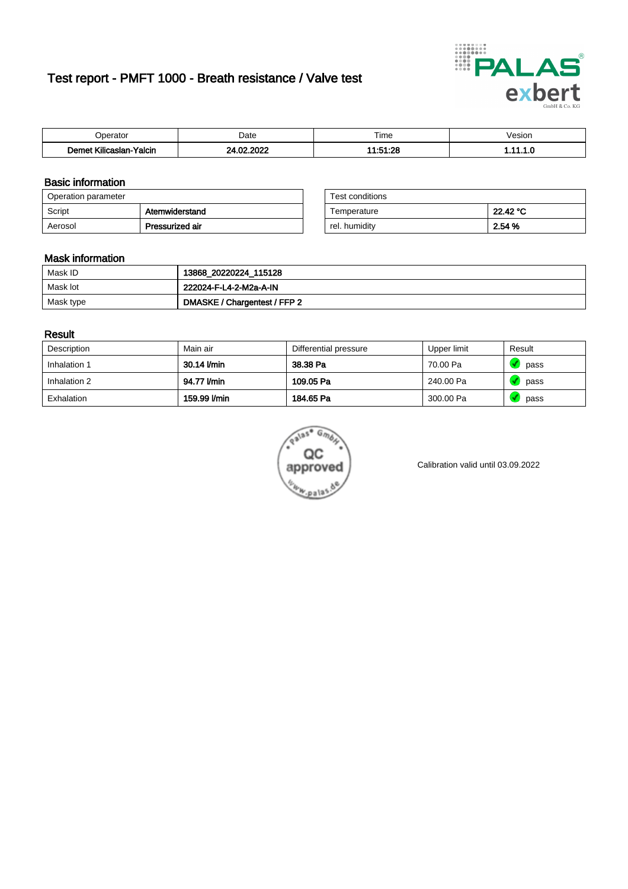# Test report - PMFT 1000 - Breath resistance / Valve test

| Operator | Date | Time | Vesion |
|---|---|---|---|
| **Demet Kilicaslan-Yalcin** | **24.02.2022** | **11:51:28** | **1.11.1.0** |

## Basic information

| Operation parameter | |
|---|---|
| Script | **Atemwiderstand** |
| Aerosol | **Pressurized air** |

| Test conditions | |
|---|---|
| Temperature | **22.42 °C** |
| rel. humidity | **2.54 %** |

## Mask information

| | |
|---|---|
| Mask ID | **13868_20220224_115128** |
| Mask lot | **222024-F-L4-2-M2a-A-IN** |
| Mask type | **DMASKE / Chargentest / FFP 2** |

## Result

| Description | Main air | Differential pressure | Upper limit | Result |
|---|---|---|---|---|
| Inhalation 1 | **30.14 l/min** | **38.38 Pa** | 70.00 Pa | pass |
| Inhalation 2 | **94.77 l/min** | **109.05 Pa** | 240.00 Pa | pass |
| Exhalation | **159.99 l/min** | **184.65 Pa** | 300.00 Pa | pass |

Calibration valid until 03.09.2022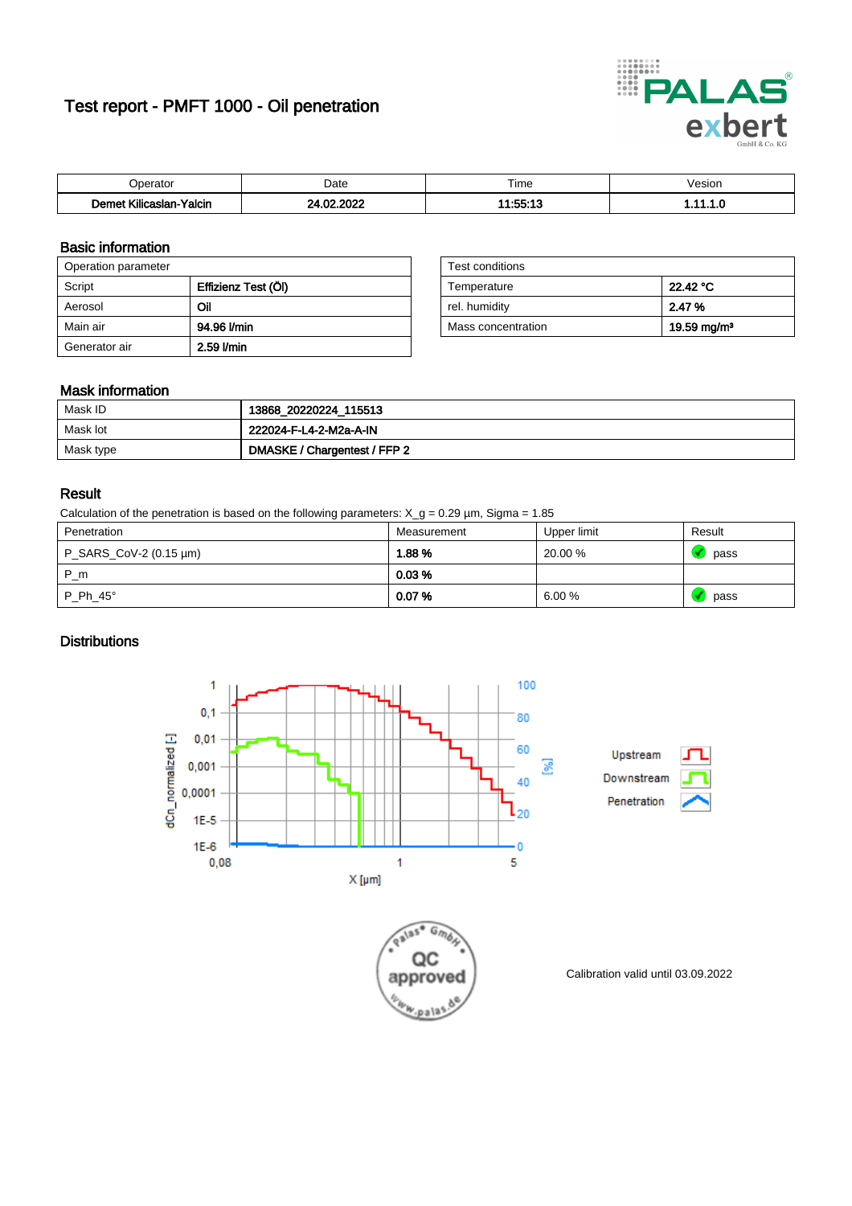# Test report - PMFT 1000 - Oil penetration

PALAS exbert GmbH & Co. KG

| Operator | Date | Time | Vesion |
|---|---|---|---|
| **Demet Kilicaslan-Yalcin** | **24.02.2022** | **11:55:13** | **1.11.1.0** |

## Basic information

| Operation parameter | |
|---|---|
| Script | **Effizienz Test (Öl)** |
| Aerosol | **Oil** |
| Main air | **94.96 l/min** |
| Generator air | **2.59 l/min** |

| Test conditions | |
|---|---|
| Temperature | **22.42 °C** |
| rel. humidity | **2.47 %** |
| Mass concentration | **19.59 mg/m³** |

## Mask information

| | |
|---|---|
| Mask ID | **13868_20220224_115513** |
| Mask lot | **222024-F-L4-2-M2a-A-IN** |
| Mask type | **DMASKE / Chargentest / FFP 2** |

## Result

Calculation of the penetration is based on the following parameters: $X_g = 0.29$ µm, Sigma = 1.85

| Penetration | Measurement | Upper limit | Result |
|---|---|---|---|
| P_SARS_CoV-2 (0.15 µm) | **1.88 %** | 20.00 % | pass |
| P_m | **0.03 %** | | |
| P_Ph_45° | **0.07 %** | 6.00 % | pass |

## Distributions

dCn_normalized [-]
1
0,1
0,01
0,001
0,0001
1E-5
1E-6
0,08
1
5
X [µm]
[%]
100
80
60
40
20
0
Upstream
Downstream
Penetration

Palas® GmbH QC approved www.palas.de

Calibration valid until 03.09.2022